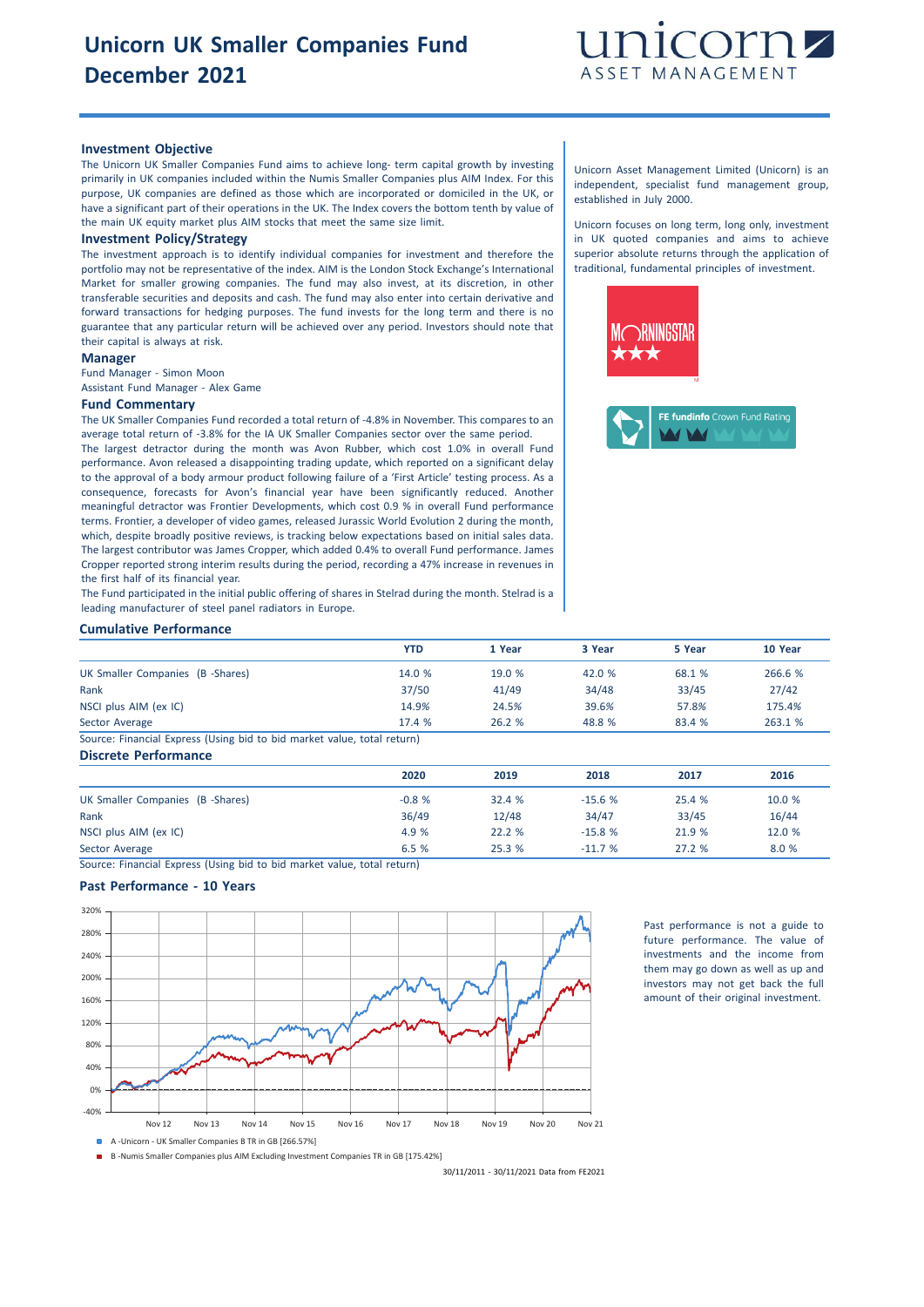# Unicorn UK Smaller Companies Fund December 2021

unicorn ASSET MANAGEMENT

### Investment Objective

The Unicorn UK Smaller Companies Fund aims to achieve long- term capital growth by investing primarily in UK companies included within the Numis Smaller Companies plus AIM Index. For this purpose, UK companies are defined as those which are incorporated or domiciled in the UK, or have a significant part of their operations in the UK. The Index covers the bottom tenth by value of the main UK equity market plus AIM stocks that meet the same size limit.

### Investment Policy/Strategy

The investment approach is to identify individual companies for investment and therefore the portfolio may not be representative of the index. AIM is the London Stock Exchange's International Market for smaller growing companies. The fund may also invest, at its discretion, in other transferable securities and deposits and cash. The fund may also enter into certain derivative and forward transactions for hedging purposes. The fund invests for the long term and there is no guarantee that any particular return will be achieved over any period. Investors should note that their capital is always at risk.

### Manager

Fund Manager - Simon Moon
Assistant Fund Manager - Alex Game

### Fund Commentary

The UK Smaller Companies Fund recorded a total return of -4.8% in November. This compares to an average total return of -3.8% for the IA UK Smaller Companies sector over the same period.

The largest detractor during the month was Avon Rubber, which cost 1.0% in overall Fund performance. Avon released a disappointing trading update, which reported on a significant delay to the approval of a body armour product following failure of a 'First Article' testing process. As a consequence, forecasts for Avon's financial year have been significantly reduced. Another meaningful detractor was Frontier Developments, which cost 0.9 % in overall Fund performance terms. Frontier, a developer of video games, released Jurassic World Evolution 2 during the month, which, despite broadly positive reviews, is tracking below expectations based on initial sales data. The largest contributor was James Cropper, which added 0.4% to overall Fund performance. James Cropper reported strong interim results during the period, recording a 47% increase in revenues in the first half of its financial year.

The Fund participated in the initial public offering of shares in Stelrad during the month. Stelrad is a leading manufacturer of steel panel radiators in Europe.

Unicorn Asset Management Limited (Unicorn) is an independent, specialist fund management group, established in July 2000.

Unicorn focuses on long term, long only, investment in UK quoted companies and aims to achieve superior absolute returns through the application of traditional, fundamental principles of investment.

MORNINGSTAR ★★★

FE fundinfo Crown Fund Rating

### Cumulative Performance

| | YTD | 1 Year | 3 Year | 5 Year | 10 Year |
|---|---|---|---|---|---|
| UK Smaller Companies (B -Shares) | 14.0 % | 19.0 % | 42.0 % | 68.1 % | 266.6 % |
| Rank | 37/50 | 41/49 | 34/48 | 33/45 | 27/42 |
| NSCI plus AIM (ex IC) | 14.9% | 24.5% | 39.6% | 57.8% | 175.4% |
| Sector Average | 17.4 % | 26.2 % | 48.8 % | 83.4 % | 263.1 % |

Source: Financial Express (Using bid to bid market value, total return)

### Discrete Performance

| | 2020 | 2019 | 2018 | 2017 | 2016 |
|---|---|---|---|---|---|
| UK Smaller Companies (B -Shares) | -0.8 % | 32.4 % | -15.6 % | 25.4 % | 10.0 % |
| Rank | 36/49 | 12/48 | 34/47 | 33/45 | 16/44 |
| NSCI plus AIM (ex IC) | 4.9 % | 22.2 % | -15.8 % | 21.9 % | 12.0 % |
| Sector Average | 6.5 % | 25.3 % | -11.7 % | 27.2 % | 8.0 % |

Source: Financial Express (Using bid to bid market value, total return)

### Past Performance - 10 Years

A -Unicorn - UK Smaller Companies B TR in GB [266.57%]

B -Numis Smaller Companies plus AIM Excluding Investment Companies TR in GB [175.42%]

30/11/2011 - 30/11/2021 Data from FE2021

Past performance is not a guide to future performance. The value of investments and the income from them may go down as well as up and investors may not get back the full amount of their original investment.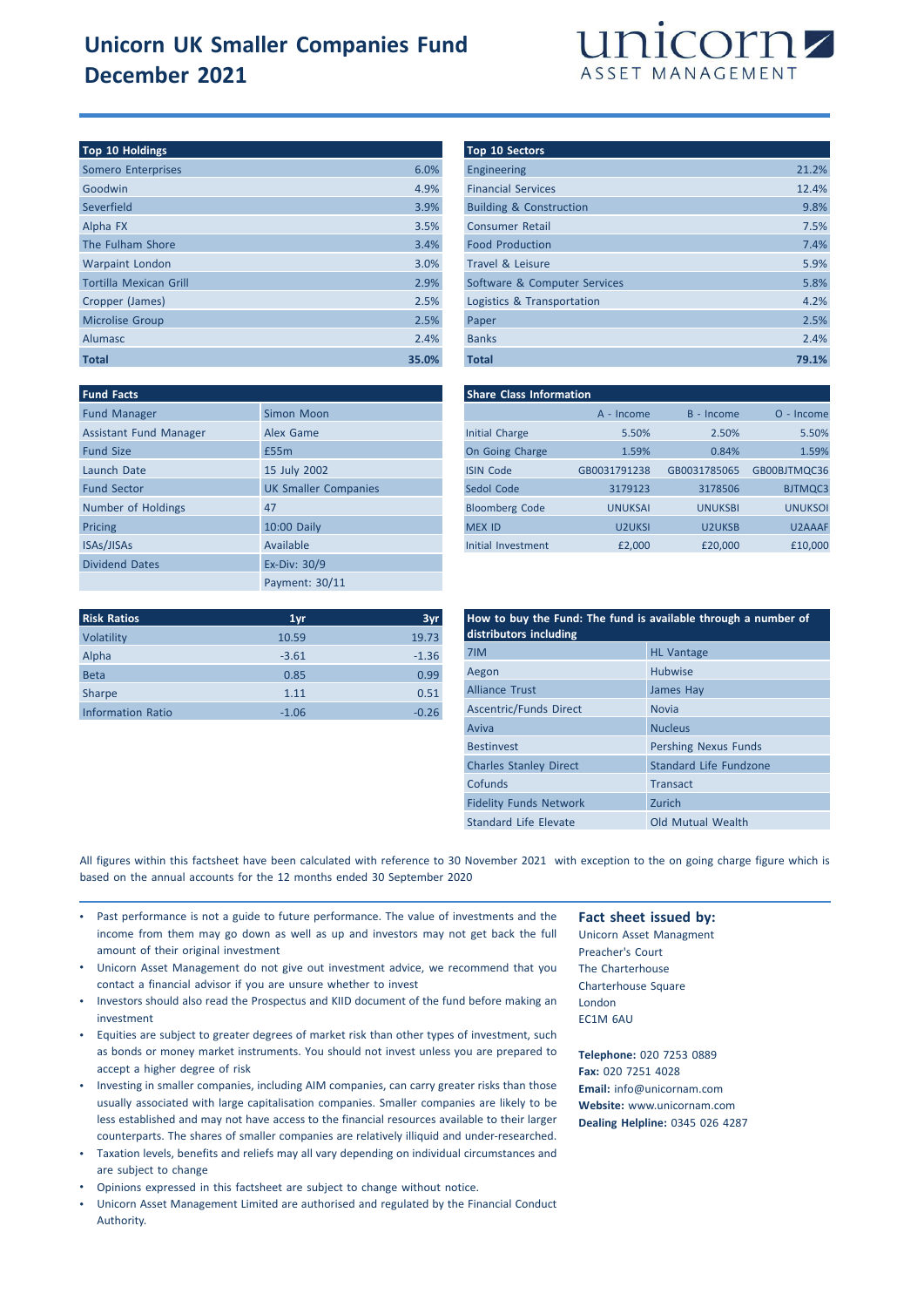# Unicorn UK Smaller Companies Fund December 2021

| Top 10 Holdings | |
|---|---|
| Somero Enterprises | 6.0% |
| Goodwin | 4.9% |
| Severfield | 3.9% |
| Alpha FX | 3.5% |
| The Fulham Shore | 3.4% |
| Warpaint London | 3.0% |
| Tortilla Mexican Grill | 2.9% |
| Cropper (James) | 2.5% |
| Microlise Group | 2.5% |
| Alumasc | 2.4% |
| **Total** | **35.0%** |

| Top 10 Sectors | |
|---|---|
| Engineering | 21.2% |
| Financial Services | 12.4% |
| Building & Construction | 9.8% |
| Consumer Retail | 7.5% |
| Food Production | 7.4% |
| Travel & Leisure | 5.9% |
| Software & Computer Services | 5.8% |
| Logistics & Transportation | 4.2% |
| Paper | 2.5% |
| Banks | 2.4% |
| **Total** | **79.1%** |

| Fund Facts | |
|---|---|
| Fund Manager | Simon Moon |
| Assistant Fund Manager | Alex Game |
| Fund Size | £55m |
| Launch Date | 15 July 2002 |
| Fund Sector | UK Smaller Companies |
| Number of Holdings | 47 |
| Pricing | 10:00 Daily |
| ISAs/JISAs | Available |
| Dividend Dates | Ex-Div: 30/9 |
| | Payment: 30/11 |

| Share Class Information | A - Income | B - Income | O - Income |
|---|---|---|---|
| Initial Charge | 5.50% | 2.50% | 5.50% |
| On Going Charge | 1.59% | 0.84% | 1.59% |
| ISIN Code | GB0031791238 | GB0031785065 | GB00BJTMQC36 |
| Sedol Code | 3179123 | 3178506 | BJTMQC3 |
| Bloomberg Code | UNUKSAI | UNUKSBI | UNUKSOI |
| MEX ID | U2UKSI | U2UKSB | U2AAAF |
| Initial Investment | £2,000 | £20,000 | £10,000 |

| Risk Ratios | 1yr | 3yr |
|---|---|---|
| Volatility | 10.59 | 19.73 |
| Alpha | -3.61 | -1.36 |
| Beta | 0.85 | 0.99 |
| Sharpe | 1.11 | 0.51 |
| Information Ratio | -1.06 | -0.26 |

| How to buy the Fund: The fund is available through a number of distributors including | |
|---|---|
| 7IM | HL Vantage |
| Aegon | Hubwise |
| Alliance Trust | James Hay |
| Ascentric/Funds Direct | Novia |
| Aviva | Nucleus |
| Bestinvest | Pershing Nexus Funds |
| Charles Stanley Direct | Standard Life Fundzone |
| Cofunds | Transact |
| Fidelity Funds Network | Zurich |
| Standard Life Elevate | Old Mutual Wealth |

All figures within this factsheet have been calculated with reference to 30 November 2021 with exception to the on going charge figure which is based on the annual accounts for the 12 months ended 30 September 2020

- Past performance is not a guide to future performance. The value of investments and the income from them may go down as well as up and investors may not get back the full amount of their original investment
- Unicorn Asset Management do not give out investment advice, we recommend that you contact a financial advisor if you are unsure whether to invest
- Investors should also read the Prospectus and KIID document of the fund before making an investment
- Equities are subject to greater degrees of market risk than other types of investment, such as bonds or money market instruments. You should not invest unless you are prepared to accept a higher degree of risk
- Investing in smaller companies, including AIM companies, can carry greater risks than those usually associated with large capitalisation companies. Smaller companies are likely to be less established and may not have access to the financial resources available to their larger counterparts. The shares of smaller companies are relatively illiquid and under-researched.
- Taxation levels, benefits and reliefs may all vary depending on individual circumstances and are subject to change
- Opinions expressed in this factsheet are subject to change without notice.
- Unicorn Asset Management Limited are authorised and regulated by the Financial Conduct Authority.

**Fact sheet issued by:**

Unicorn Asset Managment
Preacher's Court
The Charterhouse
Charterhouse Square
London
EC1M 6AU

**Telephone:** 020 7253 0889
**Fax:** 020 7251 4028
**Email:** info@unicornam.com
**Website:** www.unicornam.com
**Dealing Helpline:** 0345 026 4287